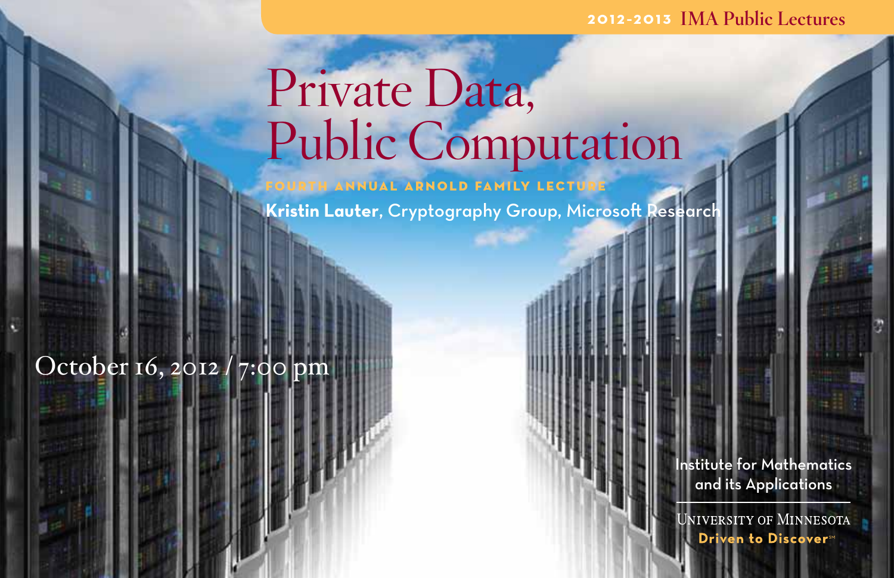**2012-2013 IMA Public Lectures**

# Private Data, Public Computation

FOURTH ANNUAL ARNOLD FAMILY LECTURE

**Kristin Lauter**, Cryptography Group, Microsoft Research

October 16, 2012 / 7:00 pm

Institute for Mathematics and its Applications

University of Minnesota

**Driven to Discover℠**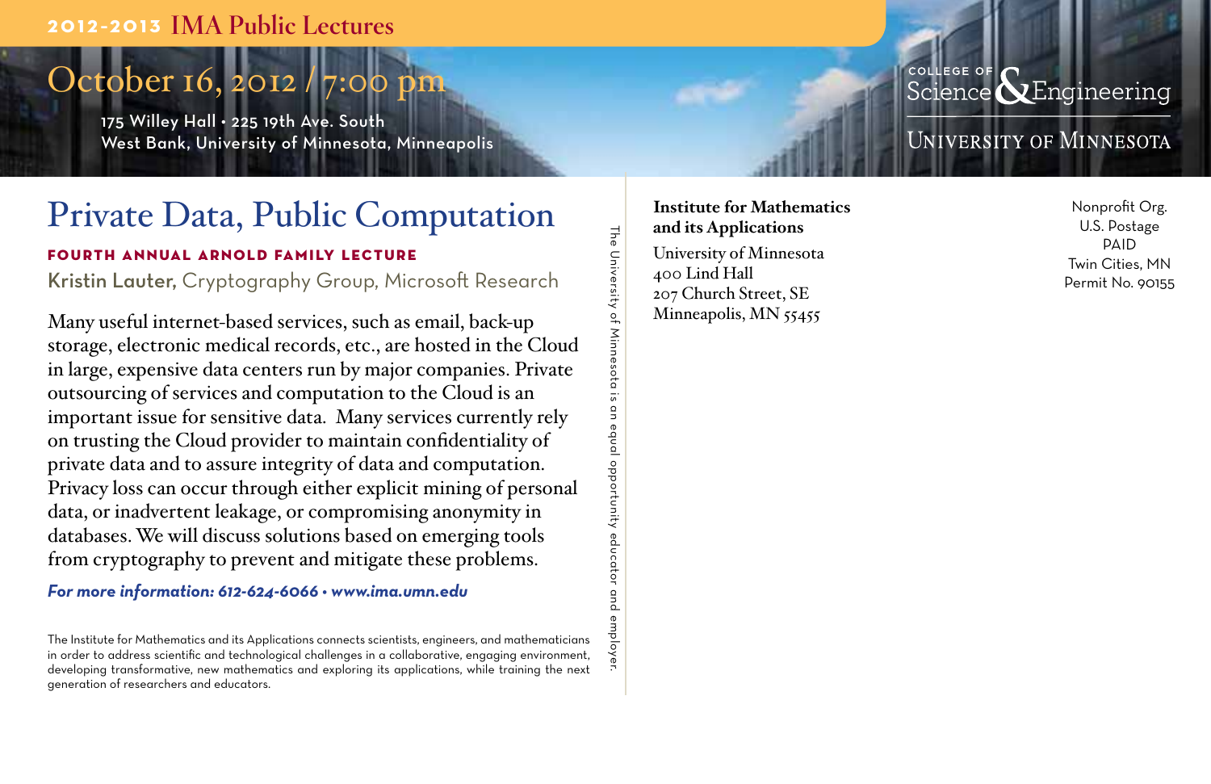**2012-2013 IMA Public Lectures**

# October 16, 2012 / 7:00 pm

175 Willey Hall • 225 19th Ave. South
West Bank, University of Minnesota, Minneapolis

COLLEGE OF Science & Engineering
UNIVERSITY OF MINNESOTA

## Private Data, Public Computation

**FOURTH ANNUAL ARNOLD FAMILY LECTURE**

**Kristin Lauter,** Cryptography Group, Microsoft Research

Many useful internet-based services, such as email, back-up storage, electronic medical records, etc., are hosted in the Cloud in large, expensive data centers run by major companies. Private outsourcing of services and computation to the Cloud is an important issue for sensitive data. Many services currently rely on trusting the Cloud provider to maintain confidentiality of private data and to assure integrity of data and computation. Privacy loss can occur through either explicit mining of personal data, or inadvertent leakage, or compromising anonymity in databases. We will discuss solutions based on emerging tools from cryptography to prevent and mitigate these problems.

***For more information: 612-624-6066 • www.ima.umn.edu***

The Institute for Mathematics and its Applications connects scientists, engineers, and mathematicians in order to address scientific and technological challenges in a collaborative, engaging environment, developing transformative, new mathematics and exploring its applications, while training the next generation of researchers and educators.

The University of Minnesota is an equal opportunity educator and employer.

**Institute for Mathematics and its Applications**
University of Minnesota
400 Lind Hall
207 Church Street, SE
Minneapolis, MN 55455

Nonprofit Org.
U.S. Postage
PAID
Twin Cities, MN
Permit No. 90155